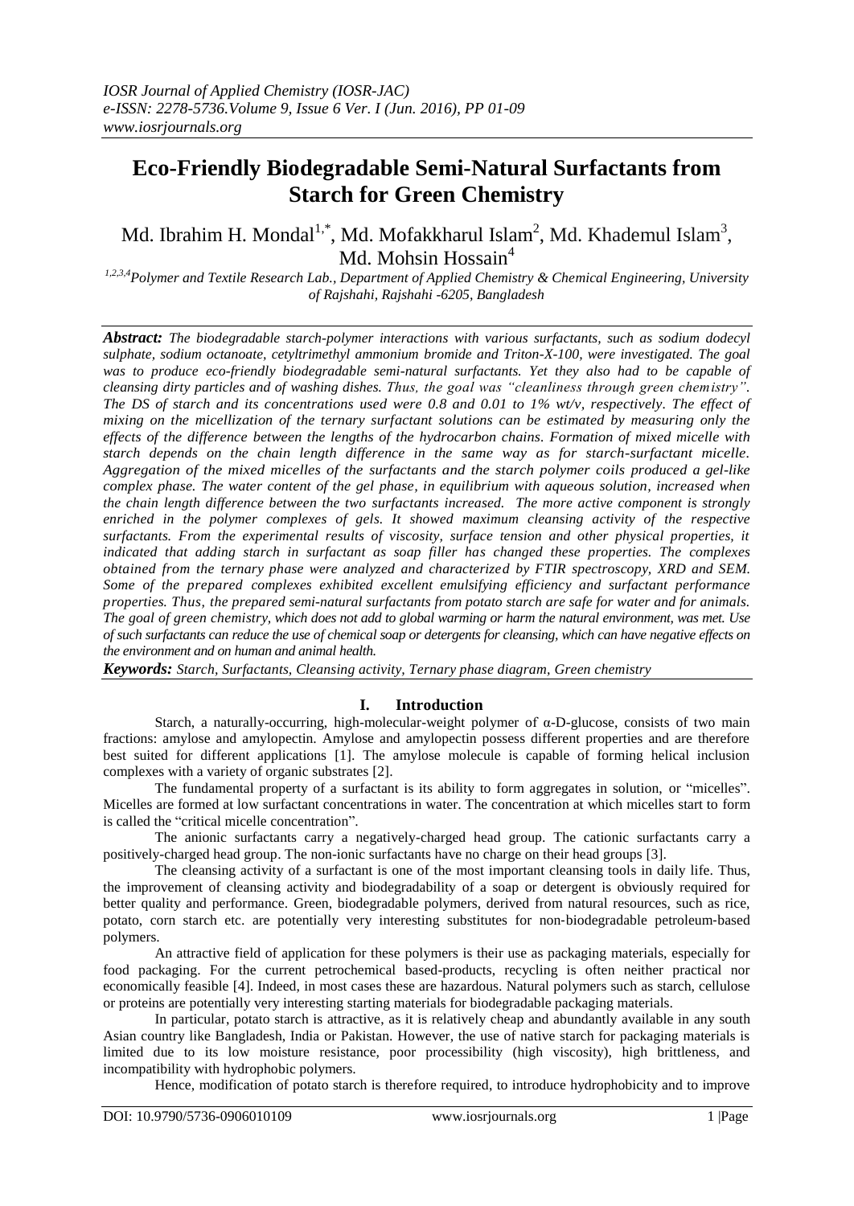# Eco-Friendly Biodegradable Semi-Natural Surfactants from Starch for Green Chemistry

Md. Ibrahim H. Mondal[1,*], Md. Mofakkharul Islam[2], Md. Khademul Islam[3], Md. Mohsin Hossain[4]

[1,2,3,4]Polymer and Textile Research Lab., Department of Applied Chemistry & Chemical Engineering, University of Rajshahi, Rajshahi -6205, Bangladesh

***Abstract:*** *The biodegradable starch-polymer interactions with various surfactants, such as sodium dodecyl sulphate, sodium octanoate, cetyltrimethyl ammonium bromide and Triton-X-100, were investigated. The goal was to produce eco-friendly biodegradable semi-natural surfactants. Yet they also had to be capable of cleansing dirty particles and of washing dishes. Thus, the goal was "cleanliness through green chemistry". The DS of starch and its concentrations used were 0.8 and 0.01 to 1% wt/v, respectively. The effect of mixing on the micellization of the ternary surfactant solutions can be estimated by measuring only the effects of the difference between the lengths of the hydrocarbon chains. Formation of mixed micelle with starch depends on the chain length difference in the same way as for starch-surfactant micelle. Aggregation of the mixed micelles of the surfactants and the starch polymer coils produced a gel-like complex phase. The water content of the gel phase, in equilibrium with aqueous solution, increased when the chain length difference between the two surfactants increased. The more active component is strongly enriched in the polymer complexes of gels. It showed maximum cleansing activity of the respective surfactants. From the experimental results of viscosity, surface tension and other physical properties, it indicated that adding starch in surfactant as soap filler has changed these properties. The complexes obtained from the ternary phase were analyzed and characterized by FTIR spectroscopy, XRD and SEM. Some of the prepared complexes exhibited excellent emulsifying efficiency and surfactant performance properties. Thus, the prepared semi-natural surfactants from potato starch are safe for water and for animals. The goal of green chemistry, which does not add to global warming or harm the natural environment, was met. Use of such surfactants can reduce the use of chemical soap or detergents for cleansing, which can have negative effects on the environment and on human and animal health.*

***Keywords:*** *Starch, Surfactants, Cleansing activity, Ternary phase diagram, Green chemistry*

## I. Introduction

Starch, a naturally-occurring, high-molecular-weight polymer of α-D-glucose, consists of two main fractions: amylose and amylopectin. Amylose and amylopectin possess different properties and are therefore best suited for different applications [1]. The amylose molecule is capable of forming helical inclusion complexes with a variety of organic substrates [2].

The fundamental property of a surfactant is its ability to form aggregates in solution, or "micelles". Micelles are formed at low surfactant concentrations in water. The concentration at which micelles start to form is called the "critical micelle concentration".

The anionic surfactants carry a negatively-charged head group. The cationic surfactants carry a positively-charged head group. The non-ionic surfactants have no charge on their head groups [3].

The cleansing activity of a surfactant is one of the most important cleansing tools in daily life. Thus, the improvement of cleansing activity and biodegradability of a soap or detergent is obviously required for better quality and performance. Green, biodegradable polymers, derived from natural resources, such as rice, potato, corn starch etc. are potentially very interesting substitutes for non-biodegradable petroleum-based polymers.

An attractive field of application for these polymers is their use as packaging materials, especially for food packaging. For the current petrochemical based-products, recycling is often neither practical nor economically feasible [4]. Indeed, in most cases these are hazardous. Natural polymers such as starch, cellulose or proteins are potentially very interesting starting materials for biodegradable packaging materials.

In particular, potato starch is attractive, as it is relatively cheap and abundantly available in any south Asian country like Bangladesh, India or Pakistan. However, the use of native starch for packaging materials is limited due to its low moisture resistance, poor processibility (high viscosity), high brittleness, and incompatibility with hydrophobic polymers.

Hence, modification of potato starch is therefore required, to introduce hydrophobicity and to improve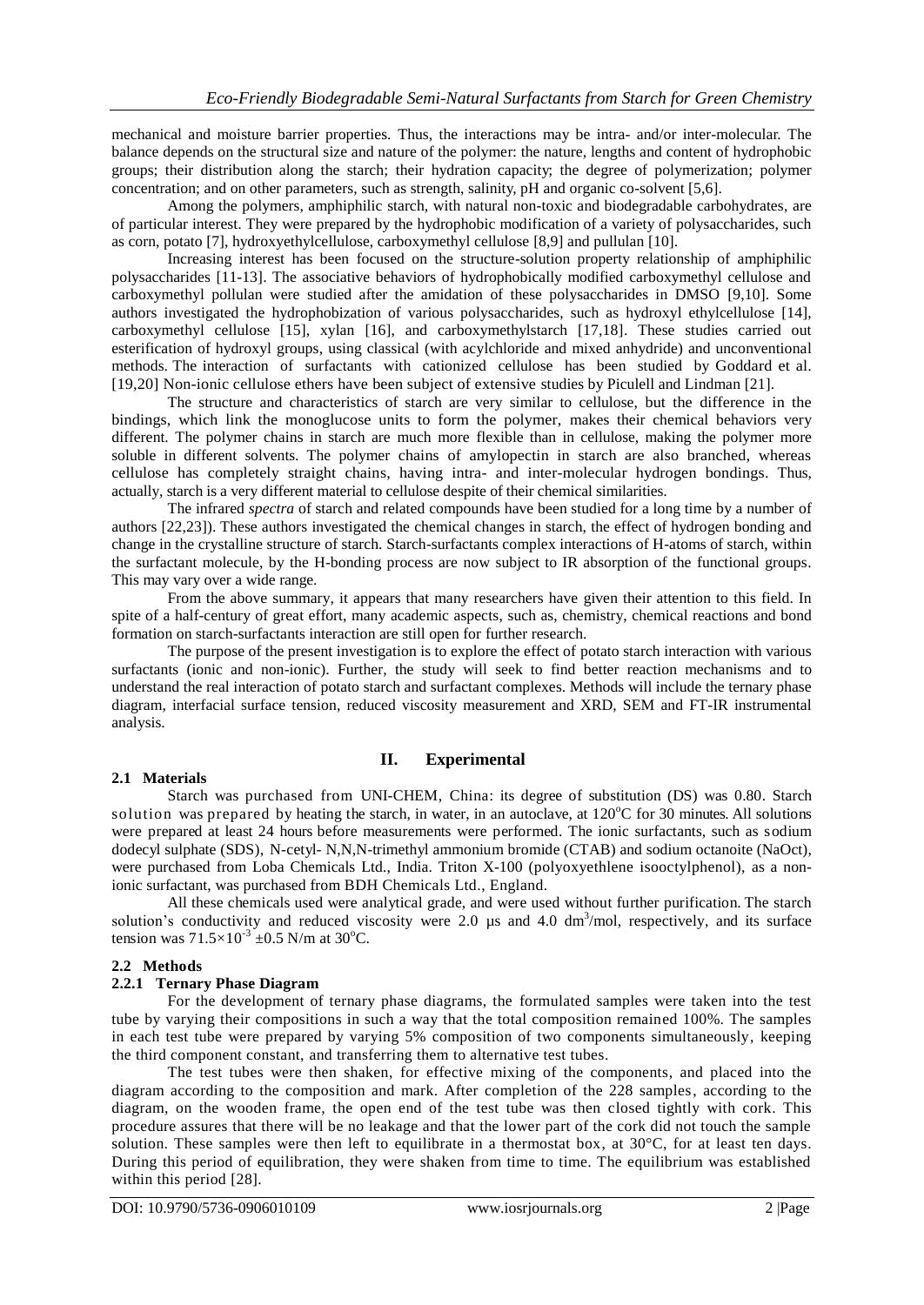mechanical and moisture barrier properties. Thus, the interactions may be intra- and/or inter-molecular. The balance depends on the structural size and nature of the polymer: the nature, lengths and content of hydrophobic groups; their distribution along the starch; their hydration capacity; the degree of polymerization; polymer concentration; and on other parameters, such as strength, salinity, pH and organic co-solvent [5,6].

Among the polymers, amphiphilic starch, with natural non-toxic and biodegradable carbohydrates, are of particular interest. They were prepared by the hydrophobic modification of a variety of polysaccharides, such as corn, potato [7], hydroxyethylcellulose, carboxymethyl cellulose [8,9] and pullulan [10].

Increasing interest has been focused on the structure-solution property relationship of amphiphilic polysaccharides [11-13]. The associative behaviors of hydrophobically modified carboxymethyl cellulose and carboxymethyl pollulan were studied after the amidation of these polysaccharides in DMSO [9,10]. Some authors investigated the hydrophobization of various polysaccharides, such as hydroxyl ethylcellulose [14], carboxymethyl cellulose [15], xylan [16], and carboxymethylstarch [17,18]. These studies carried out esterification of hydroxyl groups, using classical (with acylchloride and mixed anhydride) and unconventional methods. The interaction of surfactants with cationized cellulose has been studied by Goddard et al. [19,20] Non-ionic cellulose ethers have been subject of extensive studies by Piculell and Lindman [21].

The structure and characteristics of starch are very similar to cellulose, but the difference in the bindings, which link the monoglucose units to form the polymer, makes their chemical behaviors very different. The polymer chains in starch are much more flexible than in cellulose, making the polymer more soluble in different solvents. The polymer chains of amylopectin in starch are also branched, whereas cellulose has completely straight chains, having intra- and inter-molecular hydrogen bondings. Thus, actually, starch is a very different material to cellulose despite of their chemical similarities.

The infrared *spectra* of starch and related compounds have been studied for a long time by a number of authors [22,23]). These authors investigated the chemical changes in starch, the effect of hydrogen bonding and change in the crystalline structure of starch. Starch-surfactants complex interactions of H-atoms of starch, within the surfactant molecule, by the H-bonding process are now subject to IR absorption of the functional groups. This may vary over a wide range.

From the above summary, it appears that many researchers have given their attention to this field. In spite of a half-century of great effort, many academic aspects, such as, chemistry, chemical reactions and bond formation on starch-surfactants interaction are still open for further research.

The purpose of the present investigation is to explore the effect of potato starch interaction with various surfactants (ionic and non-ionic). Further, the study will seek to find better reaction mechanisms and to understand the real interaction of potato starch and surfactant complexes. Methods will include the ternary phase diagram, interfacial surface tension, reduced viscosity measurement and XRD, SEM and FT-IR instrumental analysis.

## II. Experimental

### 2.1 Materials

Starch was purchased from UNI-CHEM, China: its degree of substitution (DS) was 0.80. Starch solution was prepared by heating the starch, in water, in an autoclave, at 120$^o$C for 30 minutes. All solutions were prepared at least 24 hours before measurements were performed. The ionic surfactants, such as sodium dodecyl sulphate (SDS), N-cetyl- N,N,N-trimethyl ammonium bromide (CTAB) and sodium octanoite (NaOct), were purchased from Loba Chemicals Ltd., India. Triton X-100 (polyoxyethlene isooctylphenol), as a non-ionic surfactant, was purchased from BDH Chemicals Ltd., England.

All these chemicals used were analytical grade, and were used without further purification. The starch solution's conductivity and reduced viscosity were 2.0 μs and 4.0 dm$^3$/mol, respectively, and its surface tension was $71.5\times10^{-3} \pm0.5$ N/m at 30$^o$C.

### 2.2 Methods

#### 2.2.1 Ternary Phase Diagram

For the development of ternary phase diagrams, the formulated samples were taken into the test tube by varying their compositions in such a way that the total composition remained 100%. The samples in each test tube were prepared by varying 5% composition of two components simultaneously, keeping the third component constant, and transferring them to alternative test tubes.

The test tubes were then shaken, for effective mixing of the components, and placed into the diagram according to the composition and mark. After completion of the 228 samples, according to the diagram, on the wooden frame, the open end of the test tube was then closed tightly with cork. This procedure assures that there will be no leakage and that the lower part of the cork did not touch the sample solution. These samples were then left to equilibrate in a thermostat box, at 30°C, for at least ten days. During this period of equilibration, they were shaken from time to time. The equilibrium was established within this period [28].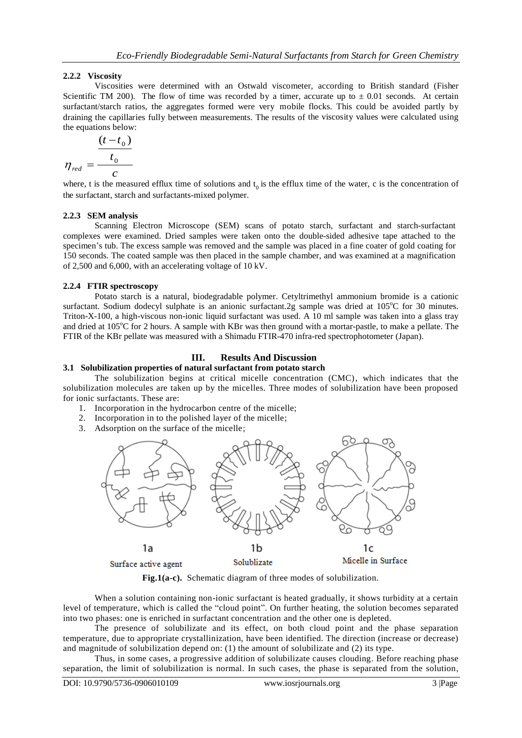#### 2.2.2 Viscosity

Viscosities were determined with an Ostwald viscometer, according to British standard (Fisher Scientific TM 200). The flow of time was recorded by a timer, accurate up to ± 0.01 seconds. At certain surfactant/starch ratios, the aggregates formed were very mobile flocks. This could be avoided partly by draining the capillaries fully between measurements. The results of the viscosity values were calculated using the equations below:

$$\eta_{red} = \frac{\frac{(t-t_0)}{t_0}}{c}$$

where, t is the measured efflux time of solutions and $t_0$ is the efflux time of the water, c is the concentration of the surfactant, starch and surfactants-mixed polymer.

#### 2.2.3 SEM analysis

Scanning Electron Microscope (SEM) scans of potato starch, surfactant and starch-surfactant complexes were examined. Dried samples were taken onto the double-sided adhesive tape attached to the specimen's tub. The excess sample was removed and the sample was placed in a fine coater of gold coating for 150 seconds. The coated sample was then placed in the sample chamber, and was examined at a magnification of 2,500 and 6,000, with an accelerating voltage of 10 kV.

#### 2.2.4 FTIR spectroscopy

Potato starch is a natural, biodegradable polymer. Cetyltrimethyl ammonium bromide is a cationic surfactant. Sodium dodecyl sulphate is an anionic surfactant.2g sample was dried at 105°C for 30 minutes. Triton-X-100, a high-viscous non-ionic liquid surfactant was used. A 10 ml sample was taken into a glass tray and dried at 105°C for 2 hours. A sample with KBr was then ground with a mortar-pastle, to make a pellate. The FTIR of the KBr pellate was measured with a Shimadu FTIR-470 infra-red spectrophotometer (Japan).

## III. Results And Discussion

### 3.1 Solubilization properties of natural surfactant from potato starch

The solubilization begins at critical micelle concentration (CMC), which indicates that the solubilization molecules are taken up by the micelles. Three modes of solubilization have been proposed for ionic surfactants. These are:

1. Incorporation in the hydrocarbon centre of the micelle;
2. Incorporation in to the polished layer of the micelle;
3. Adsorption on the surface of the micelle;

1a Surface active agent 1b Solublizate 1c Micelle in Surface

**Fig.1(a-c).** Schematic diagram of three modes of solubilization.

When a solution containing non-ionic surfactant is heated gradually, it shows turbidity at a certain level of temperature, which is called the "cloud point". On further heating, the solution becomes separated into two phases: one is enriched in surfactant concentration and the other one is depleted.

The presence of solubilizate and its effect, on both cloud point and the phase separation temperature, due to appropriate crystallinization, have been identified. The direction (increase or decrease) and magnitude of solubilization depend on: (1) the amount of solubilizate and (2) its type.

Thus, in some cases, a progressive addition of solubilizate causes clouding. Before reaching phase separation, the limit of solubilization is normal. In such cases, the phase is separated from the solution,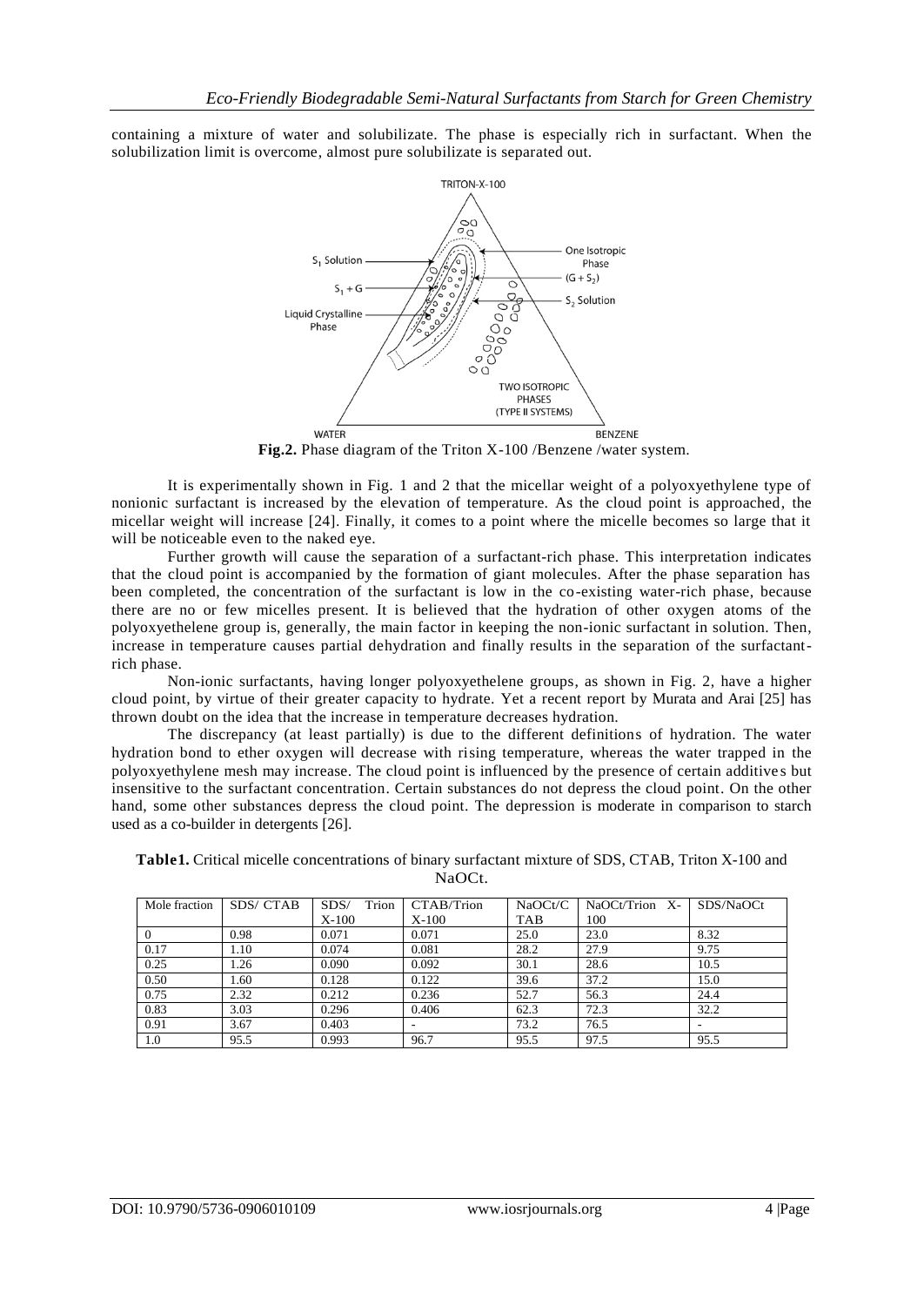containing a mixture of water and solubilizate. The phase is especially rich in surfactant. When the solubilization limit is overcome, almost pure solubilizate is separated out.

**Fig.2.** Phase diagram of the Triton X-100 /Benzene /water system.

It is experimentally shown in Fig. 1 and 2 that the micellar weight of a polyoxyethylene type of nonionic surfactant is increased by the elevation of temperature. As the cloud point is approached, the micellar weight will increase [24]. Finally, it comes to a point where the micelle becomes so large that it will be noticeable even to the naked eye.

Further growth will cause the separation of a surfactant-rich phase. This interpretation indicates that the cloud point is accompanied by the formation of giant molecules. After the phase separation has been completed, the concentration of the surfactant is low in the co-existing water-rich phase, because there are no or few micelles present. It is believed that the hydration of other oxygen atoms of the polyoxyethelene group is, generally, the main factor in keeping the non-ionic surfactant in solution. Then, increase in temperature causes partial dehydration and finally results in the separation of the surfactant-rich phase.

Non-ionic surfactants, having longer polyoxyethelene groups, as shown in Fig. 2, have a higher cloud point, by virtue of their greater capacity to hydrate. Yet a recent report by Murata and Arai [25] has thrown doubt on the idea that the increase in temperature decreases hydration.

The discrepancy (at least partially) is due to the different definitions of hydration. The water hydration bond to ether oxygen will decrease with rising temperature, whereas the water trapped in the polyoxyethylene mesh may increase. The cloud point is influenced by the presence of certain additives but insensitive to the surfactant concentration. Certain substances do not depress the cloud point. On the other hand, some other substances depress the cloud point. The depression is moderate in comparison to starch used as a co-builder in detergents [26].

**Table1.** Critical micelle concentrations of binary surfactant mixture of SDS, CTAB, Triton X-100 and NaOCt.

| Mole fraction | SDS/ CTAB | SDS/ Trion X-100 | CTAB/Trion X-100 | NaOCt/CTAB | NaOCt/Trion X-100 | SDS/NaOCt |
|---|---|---|---|---|---|---|
| 0 | 0.98 | 0.071 | 0.071 | 25.0 | 23.0 | 8.32 |
| 0.17 | 1.10 | 0.074 | 0.081 | 28.2 | 27.9 | 9.75 |
| 0.25 | 1.26 | 0.090 | 0.092 | 30.1 | 28.6 | 10.5 |
| 0.50 | 1.60 | 0.128 | 0.122 | 39.6 | 37.2 | 15.0 |
| 0.75 | 2.32 | 0.212 | 0.236 | 52.7 | 56.3 | 24.4 |
| 0.83 | 3.03 | 0.296 | 0.406 | 62.3 | 72.3 | 32.2 |
| 0.91 | 3.67 | 0.403 | - | 73.2 | 76.5 | - |
| 1.0 | 95.5 | 0.993 | 96.7 | 95.5 | 97.5 | 95.5 |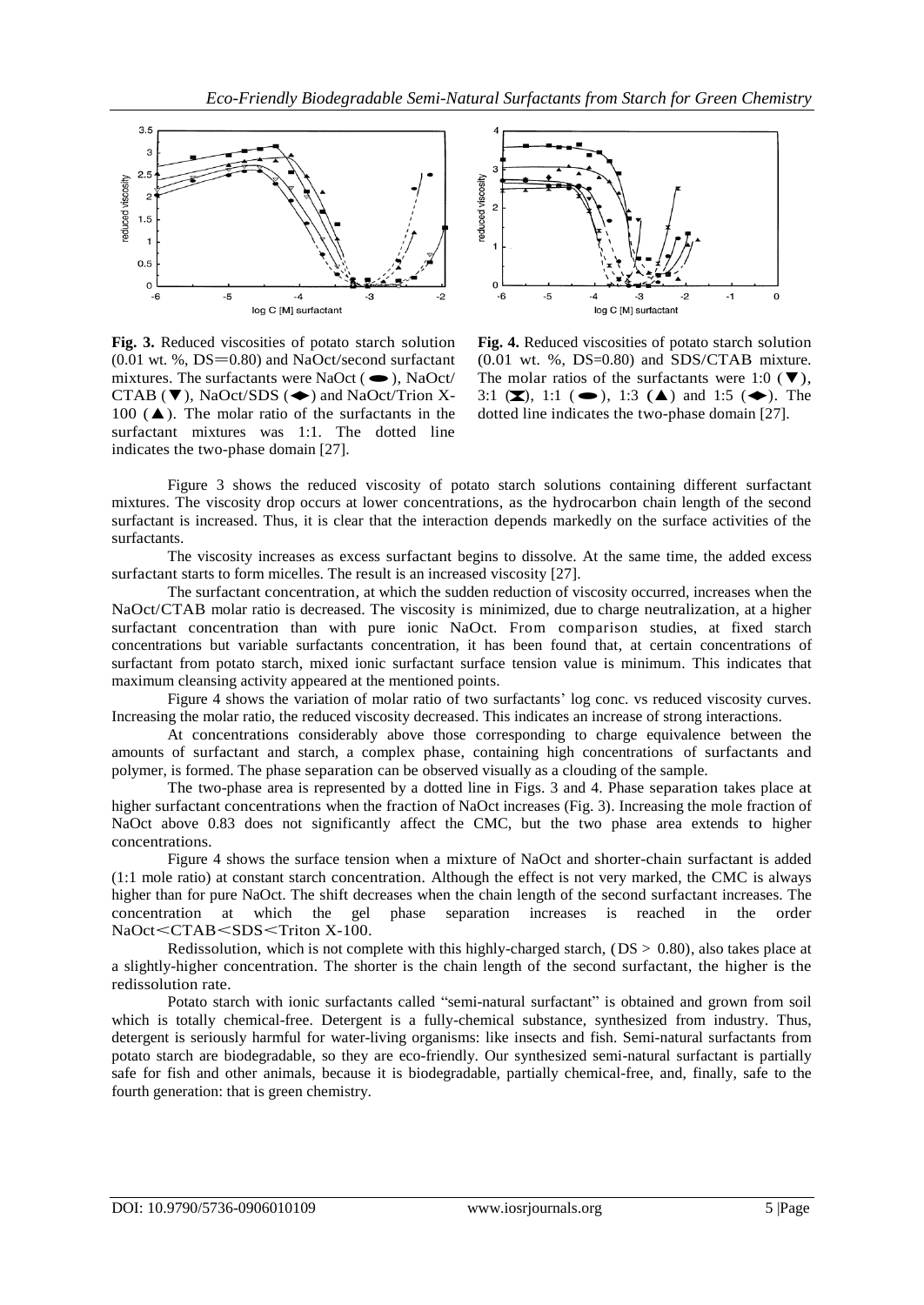**Fig. 3.** Reduced viscosities of potato starch solution (0.01 wt. %, DS=0.80) and NaOct/second surfactant mixtures. The surfactants were NaOct (⬬), NaOct/CTAB (▼), NaOct/SDS (◆) and NaOct/Trion X-100 (▲). The molar ratio of the surfactants in the surfactant mixtures was 1:1. The dotted line indicates the two-phase domain [27].

**Fig. 4.** Reduced viscosities of potato starch solution (0.01 wt. %, DS=0.80) and SDS/CTAB mixture. The molar ratios of the surfactants were 1:0 (▼), 3:1 (⧗), 1:1 (⬬), 1:3 (▲) and 1:5 (◆). The dotted line indicates the two-phase domain [27].

Figure 3 shows the reduced viscosity of potato starch solutions containing different surfactant mixtures. The viscosity drop occurs at lower concentrations, as the hydrocarbon chain length of the second surfactant is increased. Thus, it is clear that the interaction depends markedly on the surface activities of the surfactants.

The viscosity increases as excess surfactant begins to dissolve. At the same time, the added excess surfactant starts to form micelles. The result is an increased viscosity [27].

The surfactant concentration, at which the sudden reduction of viscosity occurred, increases when the NaOct/CTAB molar ratio is decreased. The viscosity is minimized, due to charge neutralization, at a higher surfactant concentration than with pure ionic NaOct. From comparison studies, at fixed starch concentrations but variable surfactants concentration, it has been found that, at certain concentrations of surfactant from potato starch, mixed ionic surfactant surface tension value is minimum. This indicates that maximum cleansing activity appeared at the mentioned points.

Figure 4 shows the variation of molar ratio of two surfactants' log conc. vs reduced viscosity curves. Increasing the molar ratio, the reduced viscosity decreased. This indicates an increase of strong interactions.

At concentrations considerably above those corresponding to charge equivalence between the amounts of surfactant and starch, a complex phase, containing high concentrations of surfactants and polymer, is formed. The phase separation can be observed visually as a clouding of the sample.

The two-phase area is represented by a dotted line in Figs. 3 and 4. Phase separation takes place at higher surfactant concentrations when the fraction of NaOct increases (Fig. 3). Increasing the mole fraction of NaOct above 0.83 does not significantly affect the CMC, but the two phase area extends to higher concentrations.

Figure 4 shows the surface tension when a mixture of NaOct and shorter-chain surfactant is added (1:1 mole ratio) at constant starch concentration. Although the effect is not very marked, the CMC is always higher than for pure NaOct. The shift decreases when the chain length of the second surfactant increases. The concentration at which the gel phase separation increases is reached in the order NaOct＜CTAB＜SDS＜Triton X-100.

Redissolution, which is not complete with this highly-charged starch, ($DS > 0.80$), also takes place at a slightly-higher concentration. The shorter is the chain length of the second surfactant, the higher is the redissolution rate.

Potato starch with ionic surfactants called "semi-natural surfactant" is obtained and grown from soil which is totally chemical-free. Detergent is a fully-chemical substance, synthesized from industry. Thus, detergent is seriously harmful for water-living organisms: like insects and fish. Semi-natural surfactants from potato starch are biodegradable, so they are eco-friendly. Our synthesized semi-natural surfactant is partially safe for fish and other animals, because it is biodegradable, partially chemical-free, and, finally, safe to the fourth generation: that is green chemistry.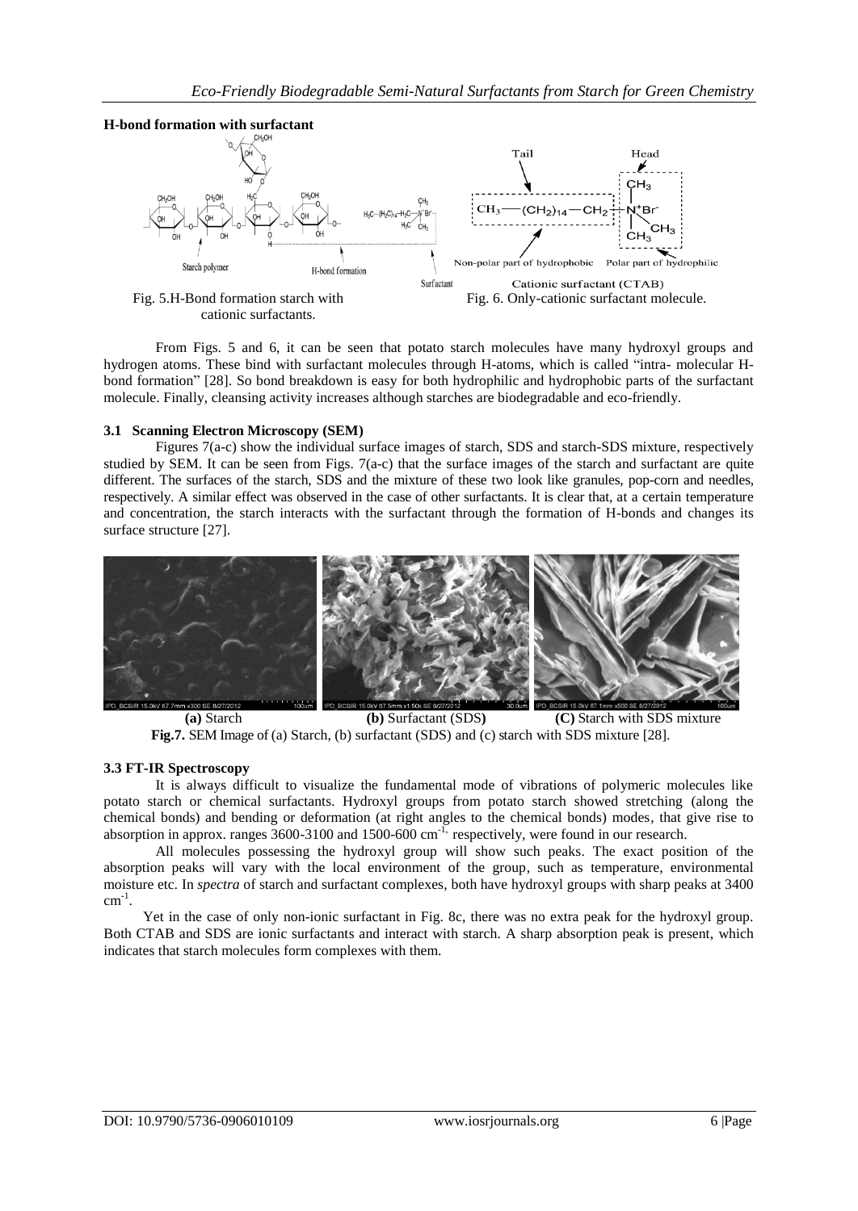**H-bond formation with surfactant**

Fig. 5.H-Bond formation starch with cationic surfactants.

Fig. 6. Only-cationic surfactant molecule.

From Figs. 5 and 6, it can be seen that potato starch molecules have many hydroxyl groups and hydrogen atoms. These bind with surfactant molecules through H-atoms, which is called "intra- molecular H-bond formation" [28]. So bond breakdown is easy for both hydrophilic and hydrophobic parts of the surfactant molecule. Finally, cleansing activity increases although starches are biodegradable and eco-friendly.

### 3.1 Scanning Electron Microscopy (SEM)

Figures 7(a-c) show the individual surface images of starch, SDS and starch-SDS mixture, respectively studied by SEM. It can be seen from Figs. 7(a-c) that the surface images of the starch and surfactant are quite different. The surfaces of the starch, SDS and the mixture of these two look like granules, pop-corn and needles, respectively. A similar effect was observed in the case of other surfactants. It is clear that, at a certain temperature and concentration, the starch interacts with the surfactant through the formation of H-bonds and changes its surface structure [27].

**(a)** Starch **(b)** Surfactant (SDS) **(C)** Starch with SDS mixture

**Fig.7.** SEM Image of (a) Starch, (b) surfactant (SDS) and (c) starch with SDS mixture [28].

### 3.3 FT-IR Spectroscopy

It is always difficult to visualize the fundamental mode of vibrations of polymeric molecules like potato starch or chemical surfactants. Hydroxyl groups from potato starch showed stretching (along the chemical bonds) and bending or deformation (at right angles to the chemical bonds) modes, that give rise to absorption in approx. ranges 3600-3100 and 1500-600 $cm^{-1}$, respectively, were found in our research.

All molecules possessing the hydroxyl group will show such peaks. The exact position of the absorption peaks will vary with the local environment of the group, such as temperature, environmental moisture etc. In *spectra* of starch and surfactant complexes, both have hydroxyl groups with sharp peaks at 3400 $cm^{-1}$.

Yet in the case of only non-ionic surfactant in Fig. 8c, there was no extra peak for the hydroxyl group. Both CTAB and SDS are ionic surfactants and interact with starch. A sharp absorption peak is present, which indicates that starch molecules form complexes with them.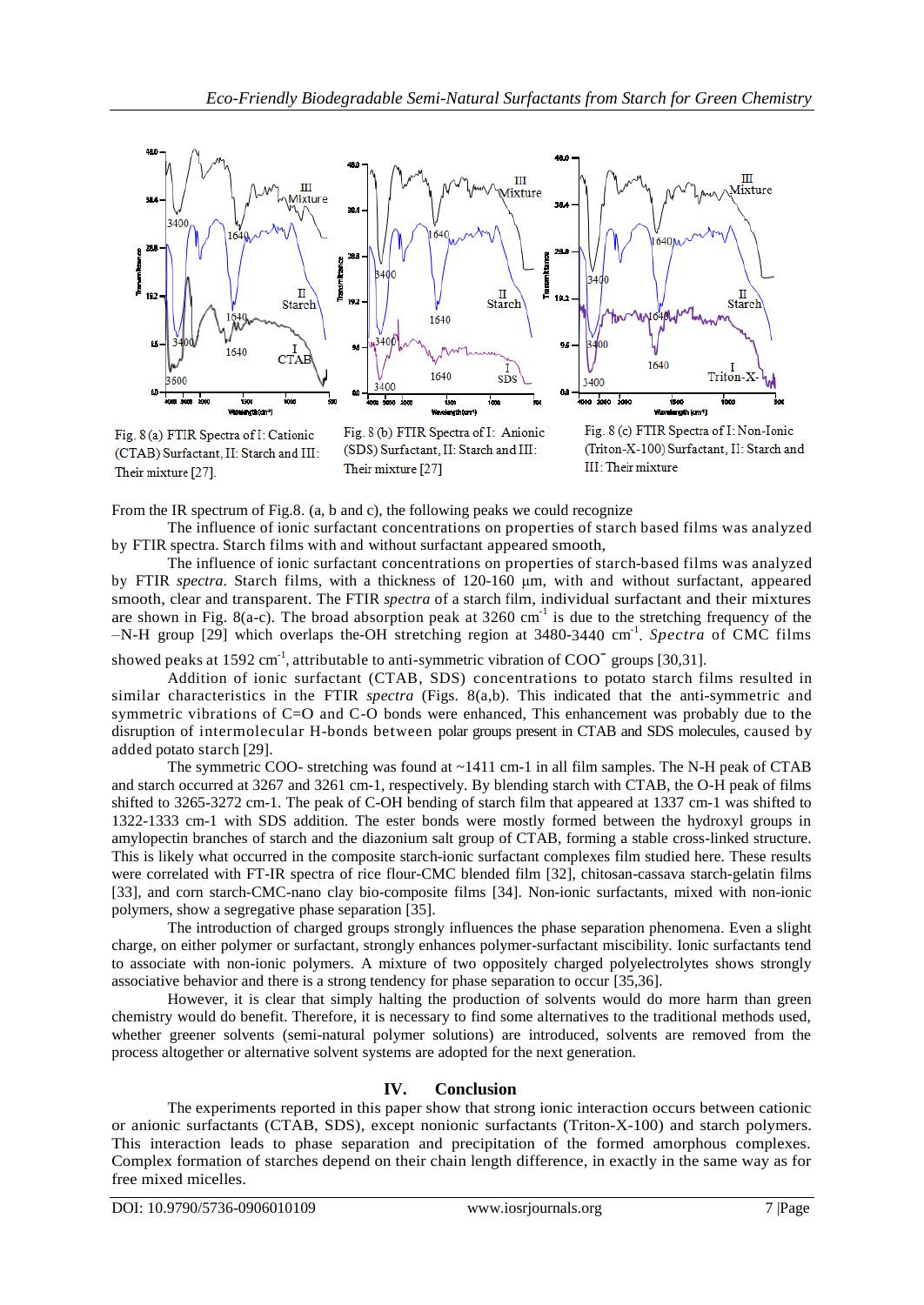Fig. 8 (a) FTIR Spectra of I: Cationic (CTAB) Surfactant, II: Starch and III: Their mixture [27].

Fig. 8 (b) FTIR Spectra of I: Anionic (SDS) Surfactant, II: Starch and III: Their mixture [27]

Fig. 8 (c) FTIR Spectra of I: Non-Ionic (Triton-X-100) Surfactant, II: Starch and III: Their mixture

From the IR spectrum of Fig.8. (a, b and c), the following peaks we could recognize

The influence of ionic surfactant concentrations on properties of starch based films was analyzed by FTIR spectra. Starch films with and without surfactant appeared smooth,

The influence of ionic surfactant concentrations on properties of starch-based films was analyzed by FTIR *spectra*. Starch films, with a thickness of 120-160 µm, with and without surfactant, appeared smooth, clear and transparent. The FTIR *spectra* of a starch film, individual surfactant and their mixtures are shown in Fig. 8(a-c). The broad absorption peak at 3260 $cm^{-1}$ is due to the stretching frequency of the –N-H group [29] which overlaps the-OH stretching region at 3480-3440 $cm^{-1}$. *Spectra* of CMC films showed peaks at 1592 $cm^{-1}$, attributable to anti-symmetric vibration of $COO^{-}$ groups [30,31].

Addition of ionic surfactant (CTAB, SDS) concentrations to potato starch films resulted in similar characteristics in the FTIR *spectra* (Figs. 8(a,b). This indicated that the anti-symmetric and symmetric vibrations of C=O and C-O bonds were enhanced, This enhancement was probably due to the disruption of intermolecular H-bonds between polar groups present in CTAB and SDS molecules, caused by added potato starch [29].

The symmetric COO- stretching was found at ~1411 cm-1 in all film samples. The N-H peak of CTAB and starch occurred at 3267 and 3261 cm-1, respectively. By blending starch with CTAB, the O-H peak of films shifted to 3265-3272 cm-1. The peak of C-OH bending of starch film that appeared at 1337 cm-1 was shifted to 1322-1333 cm-1 with SDS addition. The ester bonds were mostly formed between the hydroxyl groups in amylopectin branches of starch and the diazonium salt group of CTAB, forming a stable cross-linked structure. This is likely what occurred in the composite starch-ionic surfactant complexes film studied here. These results were correlated with FT-IR spectra of rice flour-CMC blended film [32], chitosan-cassava starch-gelatin films [33], and corn starch-CMC-nano clay bio-composite films [34]. Non-ionic surfactants, mixed with non-ionic polymers, show a segregative phase separation [35].

The introduction of charged groups strongly influences the phase separation phenomena. Even a slight charge, on either polymer or surfactant, strongly enhances polymer-surfactant miscibility. Ionic surfactants tend to associate with non-ionic polymers. A mixture of two oppositely charged polyelectrolytes shows strongly associative behavior and there is a strong tendency for phase separation to occur [35,36].

However, it is clear that simply halting the production of solvents would do more harm than green chemistry would do benefit. Therefore, it is necessary to find some alternatives to the traditional methods used, whether greener solvents (semi-natural polymer solutions) are introduced, solvents are removed from the process altogether or alternative solvent systems are adopted for the next generation.

## IV. Conclusion

The experiments reported in this paper show that strong ionic interaction occurs between cationic or anionic surfactants (CTAB, SDS), except nonionic surfactants (Triton-X-100) and starch polymers. This interaction leads to phase separation and precipitation of the formed amorphous complexes. Complex formation of starches depend on their chain length difference, in exactly in the same way as for free mixed micelles.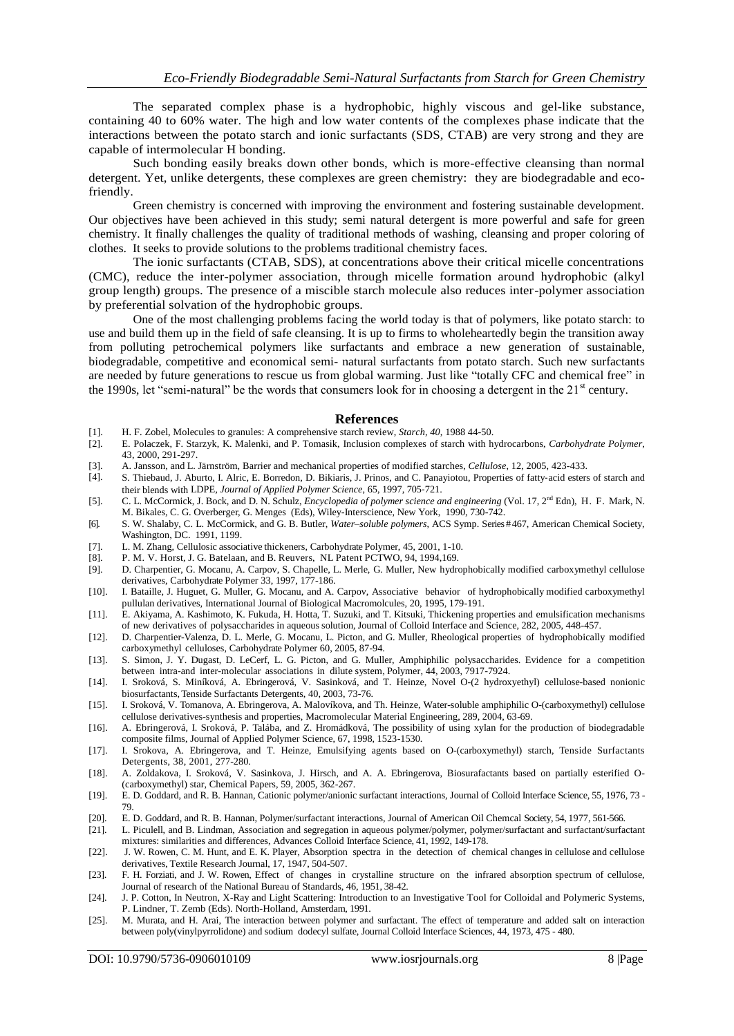The separated complex phase is a hydrophobic, highly viscous and gel-like substance, containing 40 to 60% water. The high and low water contents of the complexes phase indicate that the interactions between the potato starch and ionic surfactants (SDS, CTAB) are very strong and they are capable of intermolecular H bonding.

Such bonding easily breaks down other bonds, which is more-effective cleansing than normal detergent. Yet, unlike detergents, these complexes are green chemistry: they are biodegradable and eco-friendly.

Green chemistry is concerned with improving the environment and fostering sustainable development. Our objectives have been achieved in this study; semi natural detergent is more powerful and safe for green chemistry. It finally challenges the quality of traditional methods of washing, cleansing and proper coloring of clothes. It seeks to provide solutions to the problems traditional chemistry faces.

The ionic surfactants (CTAB, SDS), at concentrations above their critical micelle concentrations (CMC), reduce the inter-polymer association, through micelle formation around hydrophobic (alkyl group length) groups. The presence of a miscible starch molecule also reduces inter-polymer association by preferential solvation of the hydrophobic groups.

One of the most challenging problems facing the world today is that of polymers, like potato starch: to use and build them up in the field of safe cleansing. It is up to firms to wholeheartedly begin the transition away from polluting petrochemical polymers like surfactants and embrace a new generation of sustainable, biodegradable, competitive and economical semi- natural surfactants from potato starch. Such new surfactants are needed by future generations to rescue us from global warming. Just like "totally CFC and chemical free" in the 1990s, let "semi-natural" be the words that consumers look for in choosing a detergent in the 21st century.

## References

[1]. H. F. Zobel, Molecules to granules: A comprehensive starch review, *Starch, 40,* 1988 44-50.

[2]. E. Polaczek, F. Starzyk, K. Malenki, and P. Tomasik, Inclusion complexes of starch with hydrocarbons, *Carbohydrate Polymer*, 43, 2000, 291-297.

[3]. A. Jansson, and L. Järnström, Barrier and mechanical properties of modified starches, *Cellulose*, 12, 2005, 423-433.

[4]. S. Thiebaud, J. Aburto, I. Alric, E. Borredon, D. Bikiaris, J. Prinos, and C. Panayiotou, Properties of fatty-acid esters of starch and their blends with LDPE, *Journal of Applied Polymer Science*, 65, 1997, 705-721.

[5]. C. L. McCormick, J. Bock, and D. N. Schulz, *Encyclopedia of polymer science and engineering* (Vol. 17, 2nd Edn), H. F. Mark, N. M. Bikales, C. G. Overberger, G. Menges (Eds), Wiley-Interscience, New York, 1990, 730-742.

[6]. S. W. Shalaby, C. L. McCormick, and G. B. Butler, *Water–soluble polymers*, ACS Symp. Series #467, American Chemical Society, Washington, DC. 1991, 1199.

[7]. L. M. Zhang, Cellulosic associative thickeners, Carbohydrate Polymer, 45, 2001, 1-10.

[8]. P. M. V. Horst, J. G. Batelaan, and B. Reuvers, NL Patent PCTWO, 94, 1994,169.

[9]. D. Charpentier, G. Mocanu, A. Carpov, S. Chapelle, L. Merle, G. Muller, New hydrophobically modified carboxymethyl cellulose derivatives, Carbohydrate Polymer 33, 1997, 177-186.

[10]. I. Bataille, J. Huguet, G. Muller, G. Mocanu, and A. Carpov, Associative behavior of hydrophobically modified carboxymethyl pullulan derivatives, International Journal of Biological Macromolcules, 20, 1995, 179-191.

[11]. E. Akiyama, A. Kashimoto, K. Fukuda, H. Hotta, T. Suzuki, and T. Kitsuki, Thickening properties and emulsification mechanisms of new derivatives of polysaccharides in aqueous solution, Journal of Colloid Interface and Science, 282, 2005, 448-457.

[12]. D. Charpentier-Valenza, D. L. Merle, G. Mocanu, L. Picton, and G. Muller, Rheological properties of hydrophobically modified carboxymethyl celluloses, Carbohydrate Polymer 60, 2005, 87-94.

[13]. S. Simon, J. Y. Dugast, D. LeCerf, L. G. Picton, and G. Muller, Amphiphilic polysaccharides. Evidence for a competition between intra-and inter-molecular associations in dilute system, Polymer, 44, 2003, 7917-7924.

[14]. I. Sroková, S. Miníková, A. Ebringerová, V. Sasinková, and T. Heinze, Novel O-(2 hydroxyethyl) cellulose-based nonionic biosurfactants, Tenside Surfactants Detergents, 40, 2003, 73-76.

[15]. I. Sroková, V. Tomanova, A. Ebringerova, A. Malovíkova, and Th. Heinze, Water-soluble amphiphilic O-(carboxymethyl) cellulose cellulose derivatives-synthesis and properties, Macromolecular Material Engineering, 289, 2004, 63-69.

[16]. A. Ebringerová, I. Sroková, P. Talába, and Z. Hromádková, The possibility of using xylan for the production of biodegradable composite films, Journal of Applied Polymer Science, 67, 1998, 1523-1530.

[17]. I. Srokova, A. Ebringerova, and T. Heinze, Emulsifying agents based on O-(carboxymethyl) starch, Tenside Surfactants Detergents, 38, 2001, 277-280.

[18]. A. Zoldakova, I. Sroková, V. Sasinkova, J. Hirsch, and A. A. Ebringerova, Biosurafactants based on partially esterified O-(carboxymethyl) star, Chemical Papers, 59, 2005, 362-267.

[19]. E. D. Goddard, and R. B. Hannan, Cationic polymer/anionic surfactant interactions, Journal of Colloid Interface Science, 55, 1976, 73 - 79.

[20]. E. D. Goddard, and R. B. Hannan, Polymer/surfactant interactions, Journal of American Oil Chemcal Society, 54, 1977, 561-566.

[21]. L. Piculell, and B. Lindman, Association and segregation in aqueous polymer/polymer, polymer/surfactant and surfactant/surfactant mixtures: similarities and differences, Advances Colloid Interface Science, 41, 1992, 149-178.

[22]. J. W. Rowen, C. M. Hunt, and E. K. Player, Absorption spectra in the detection of chemical changes in cellulose and cellulose derivatives, Textile Research Journal, 17, 1947, 504-507.

[23]. F. H. Forziati, and J. W. Rowen, Effect of changes in crystalline structure on the infrared absorption spectrum of cellulose, Journal of research of the National Bureau of Standards, 46, 1951, 38-42.

[24]. J. P. Cotton, In Neutron, X-Ray and Light Scattering: Introduction to an Investigative Tool for Colloidal and Polymeric Systems, P. Lindner, T. Zemb (Eds). North-Holland, Amsterdam, 1991.

[25]. M. Murata, and H. Arai, The interaction between polymer and surfactant. The effect of temperature and added salt on interaction between poly(vinylpyrrolidone) and sodium dodecyl sulfate, Journal Colloid Interface Sciences, 44, 1973, 475 - 480.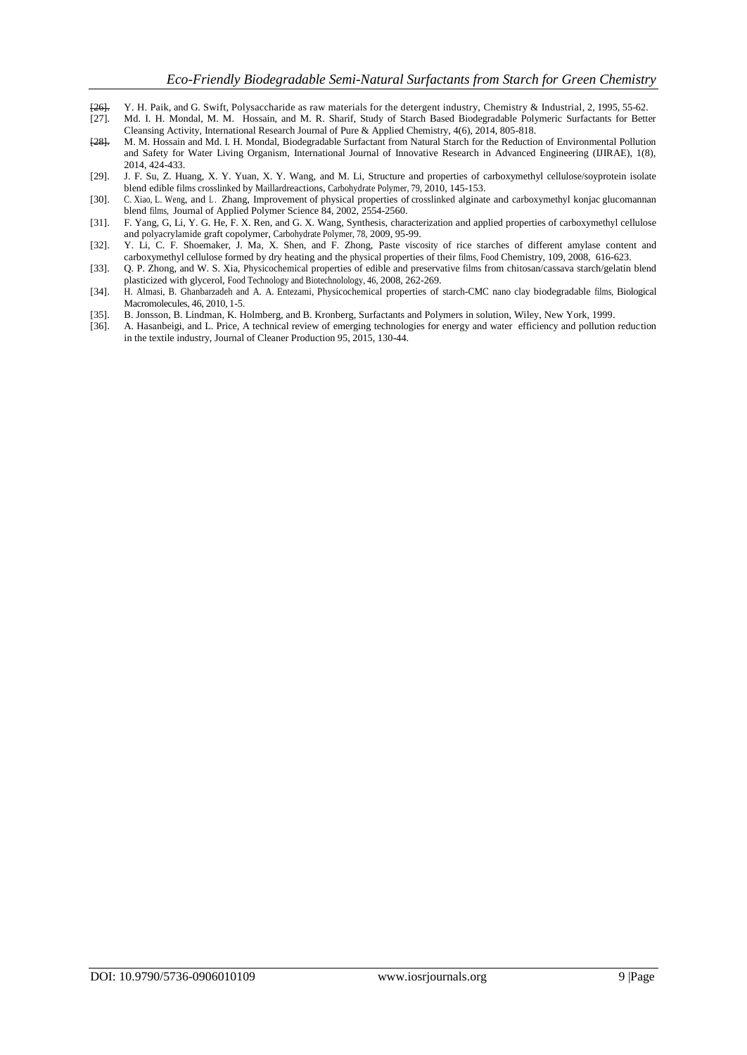[26]. Y. H. Paik, and G. Swift, Polysaccharide as raw materials for the detergent industry, Chemistry & Industrial, 2, 1995, 55-62.

[27]. Md. I. H. Mondal, M. M. Hossain, and M. R. Sharif, Study of Starch Based Biodegradable Polymeric Surfactants for Better Cleansing Activity, International Research Journal of Pure & Applied Chemistry, 4(6), 2014, 805-818.

[28]. M. M. Hossain and Md. I. H. Mondal, Biodegradable Surfactant from Natural Starch for the Reduction of Environmental Pollution and Safety for Water Living Organism, International Journal of Innovative Research in Advanced Engineering (IJIRAE), 1(8), 2014, 424-433.

[29]. J. F. Su, Z. Huang, X. Y. Yuan, X. Y. Wang, and M. Li, Structure and properties of carboxymethyl cellulose/soyprotein isolate blend edible films crosslinked by Maillardreactions, Carbohydrate Polymer, 79, 2010, 145-153.

[30]. C. Xiao, L. Weng, and L. Zhang, Improvement of physical properties of crosslinked alginate and carboxymethyl konjac glucomannan blend films, Journal of Applied Polymer Science 84, 2002, 2554-2560.

[31]. F. Yang, G, Li, Y. G. He, F. X. Ren, and G. X. Wang, Synthesis, characterization and applied properties of carboxymethyl cellulose and polyacrylamide graft copolymer, Carbohydrate Polymer, 78, 2009, 95-99.

[32]. Y. Li, C. F. Shoemaker, J. Ma, X. Shen, and F. Zhong, Paste viscosity of rice starches of different amylase content and carboxymethyl cellulose formed by dry heating and the physical properties of their films, Food Chemistry, 109, 2008, 616-623.

[33]. Q. P. Zhong, and W. S. Xia, Physicochemical properties of edible and preservative films from chitosan/cassava starch/gelatin blend plasticized with glycerol, Food Technology and Biotechnolology, 46, 2008, 262-269.

[34]. H. Almasi, B. Ghanbarzadeh and A. A. Entezami, Physicochemical properties of starch-CMC nano clay biodegradable films, Biological Macromolecules, 46, 2010, 1-5.

[35]. B. Jonsson, B. Lindman, K. Holmberg, and B. Kronberg, Surfactants and Polymers in solution, Wiley, New York, 1999.

[36]. A. Hasanbeigi, and L. Price, A technical review of emerging technologies for energy and water efficiency and pollution reduction in the textile industry, Journal of Cleaner Production 95, 2015, 130-44.